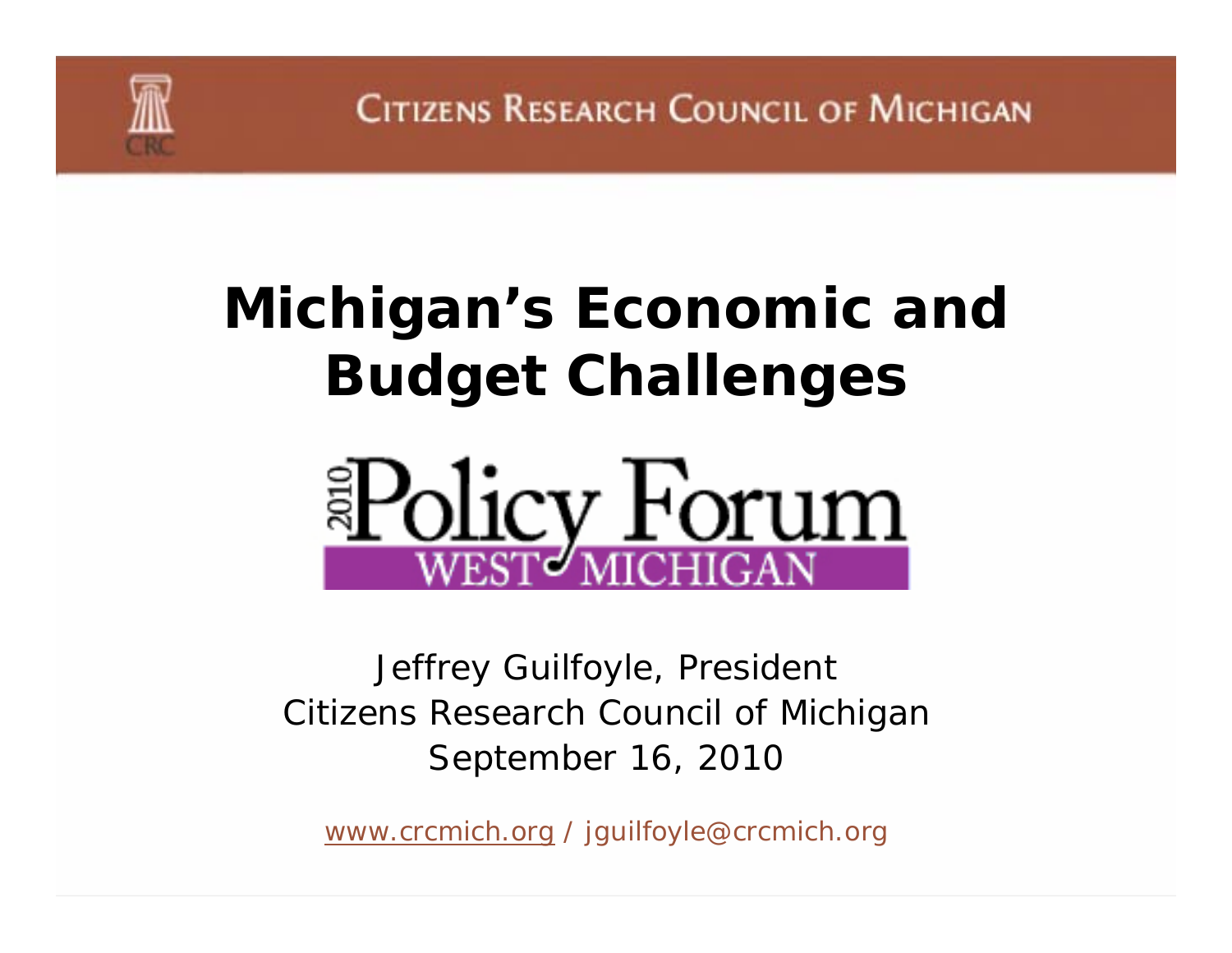Citizens Research Council of Michigan

# Michigan's Economic and Budget Challenges

2010 Policy Forum West Michigan

Jeffrey Guilfoyle, President
Citizens Research Council of Michigan
September 16, 2010

www.crcmich.org / jguilfoyle@crcmich.org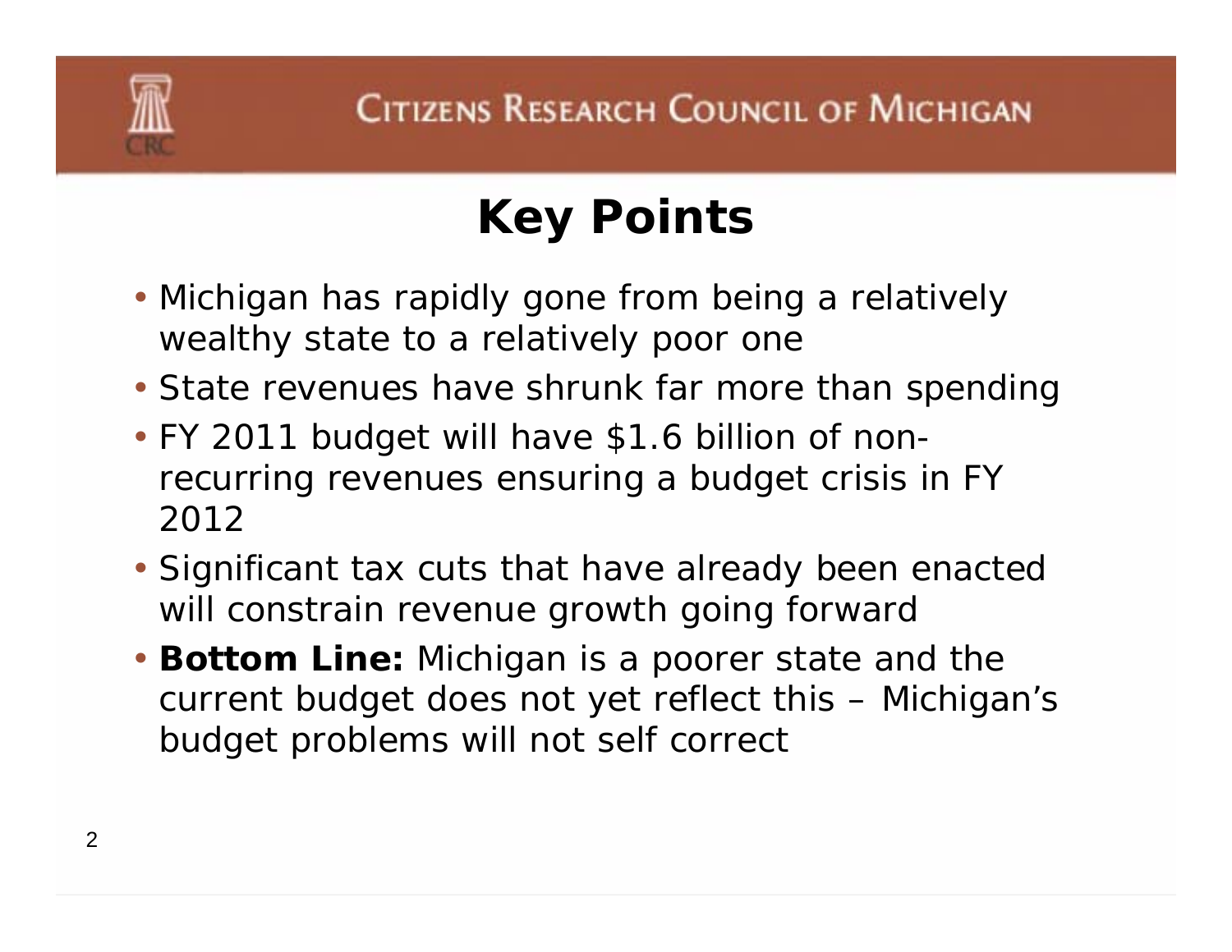# Key Points

- Michigan has rapidly gone from being a relatively wealthy state to a relatively poor one
- State revenues have shrunk far more than spending
- FY 2011 budget will have $1.6 billion of non-recurring revenues ensuring a budget crisis in FY 2012
- Significant tax cuts that have already been enacted will constrain revenue growth going forward
- **Bottom Line:** Michigan is a poorer state and the current budget does not yet reflect this – Michigan's budget problems will not self correct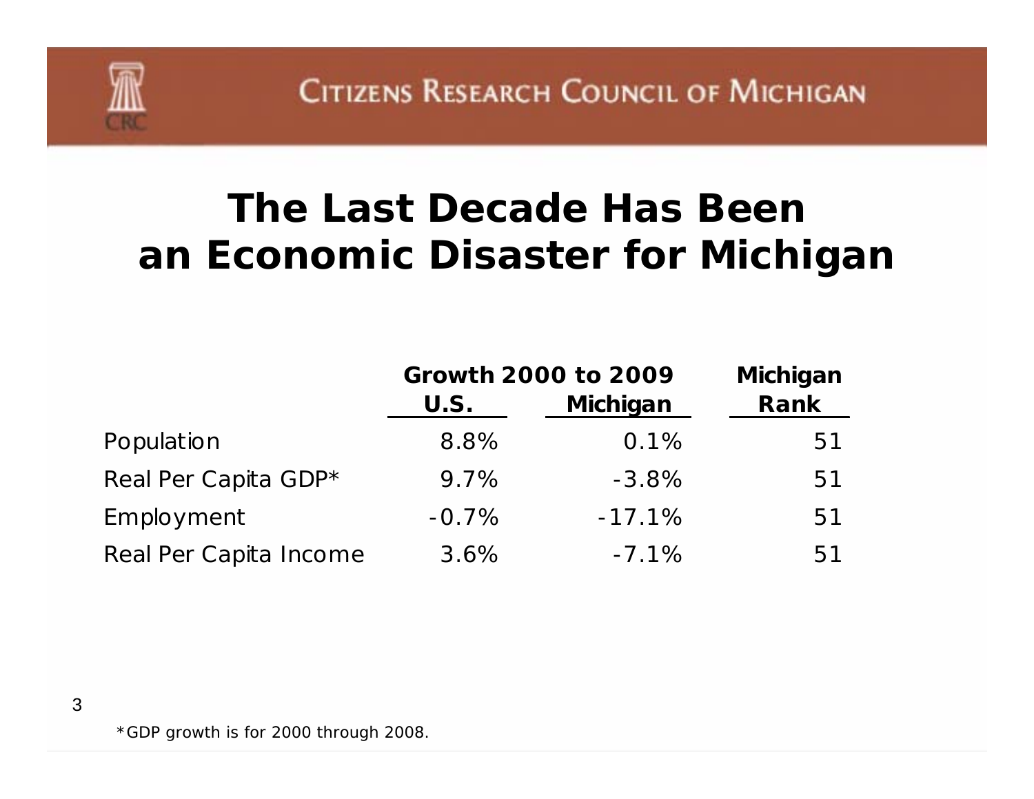# The Last Decade Has Been an Economic Disaster for Michigan

| | Growth 2000 to 2009 | | Michigan |
|---|---|---|---|
| | U.S. | Michigan | Rank |
| Population | 8.8% | 0.1% | 51 |
| Real Per Capita GDP* | 9.7% | -3.8% | 51 |
| Employment | -0.7% | -17.1% | 51 |
| Real Per Capita Income | 3.6% | -7.1% | 51 |

*GDP growth is for 2000 through 2008.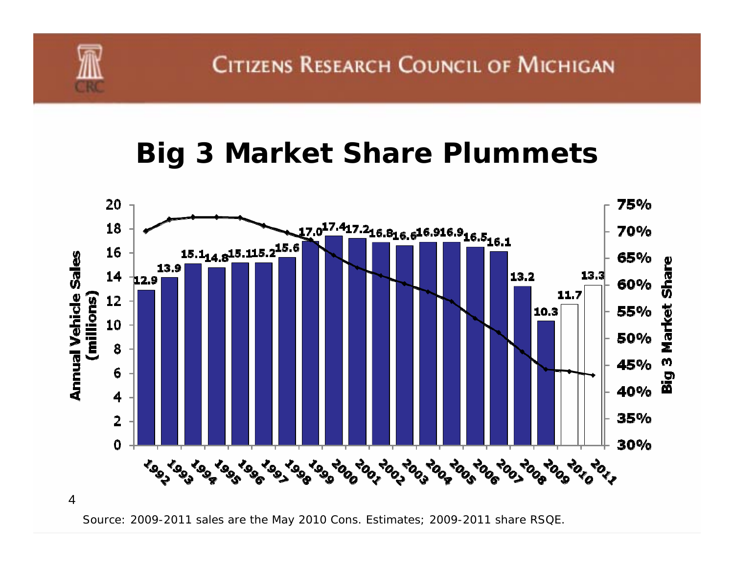# Big 3 Market Share Plummets

| Year | Annual Vehicle Sales (millions) |
| --- | --- |
| 1992 | 12.9 |
| 1993 | 13.9 |
| 1994 | 15.1 |
| 1995 | 14.8 |
| 1996 | 15.1 |
| 1997 | 15.2 |
| 1998 | 15.6 |
| 1999 | 17.0 |
| 2000 | 17.4 |
| 2001 | 17.2 |
| 2002 | 16.8 |
| 2003 | 16.6 |
| 2004 | 16.9 |
| 2005 | 16.9 |
| 2006 | 16.5 |
| 2007 | 16.1 |
| 2008 | 13.2 |
| 2009 | 10.3 |
| 2010 | 11.7 |
| 2011 | 13.3 |

Source: 2009-2011 sales are the May 2010 Cons. Estimates; 2009-2011 share RSQE.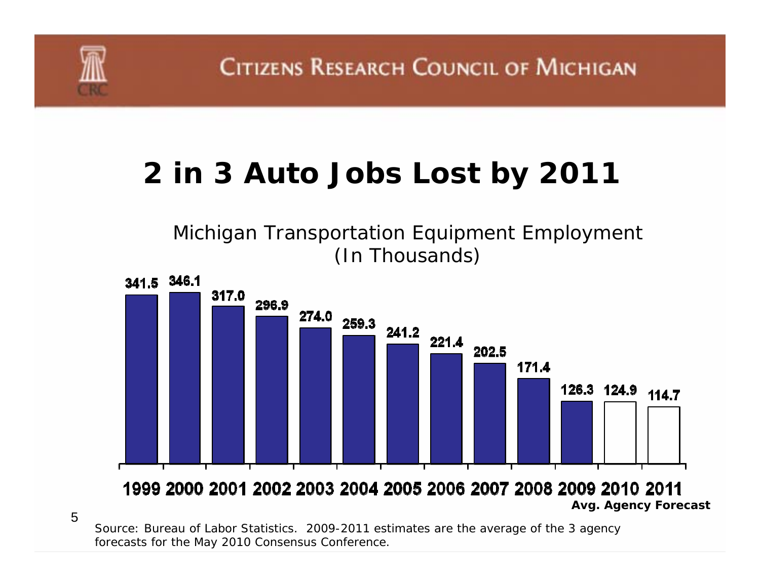# 2 in 3 Auto Jobs Lost by 2011

Michigan Transportation Equipment Employment (In Thousands)

| Year | Employment |
|---|---|
| 1999 | 341.5 |
| 2000 | 346.1 |
| 2001 | 317.0 |
| 2002 | 296.9 |
| 2003 | 274.0 |
| 2004 | 259.3 |
| 2005 | 241.2 |
| 2006 | 221.4 |
| 2007 | 202.5 |
| 2008 | 171.4 |
| 2009 | 126.3 |
| 2010 | 124.9 |
| 2011 | 114.7 |

**Avg. Agency Forecast**

*Source: Bureau of Labor Statistics. 2009-2011 estimates are the average of the 3 agency forecasts for the May 2010 Consensus Conference.*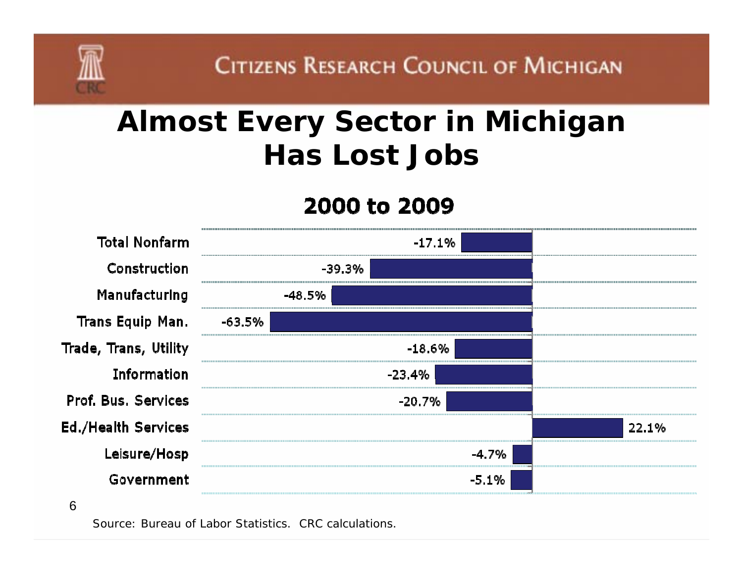# Almost Every Sector in Michigan Has Lost Jobs

## 2000 to 2009

| Sector | Change |
| --- | --- |
| Total Nonfarm | -17.1% |
| Construction | -39.3% |
| Manufacturing | -48.5% |
| Trans Equip Man. | -63.5% |
| Trade, Trans, Utility | -18.6% |
| Information | -23.4% |
| Prof. Bus. Services | -20.7% |
| Ed./Health Services | 22.1% |
| Leisure/Hosp | -4.7% |
| Government | -5.1% |

Source: Bureau of Labor Statistics. CRC calculations.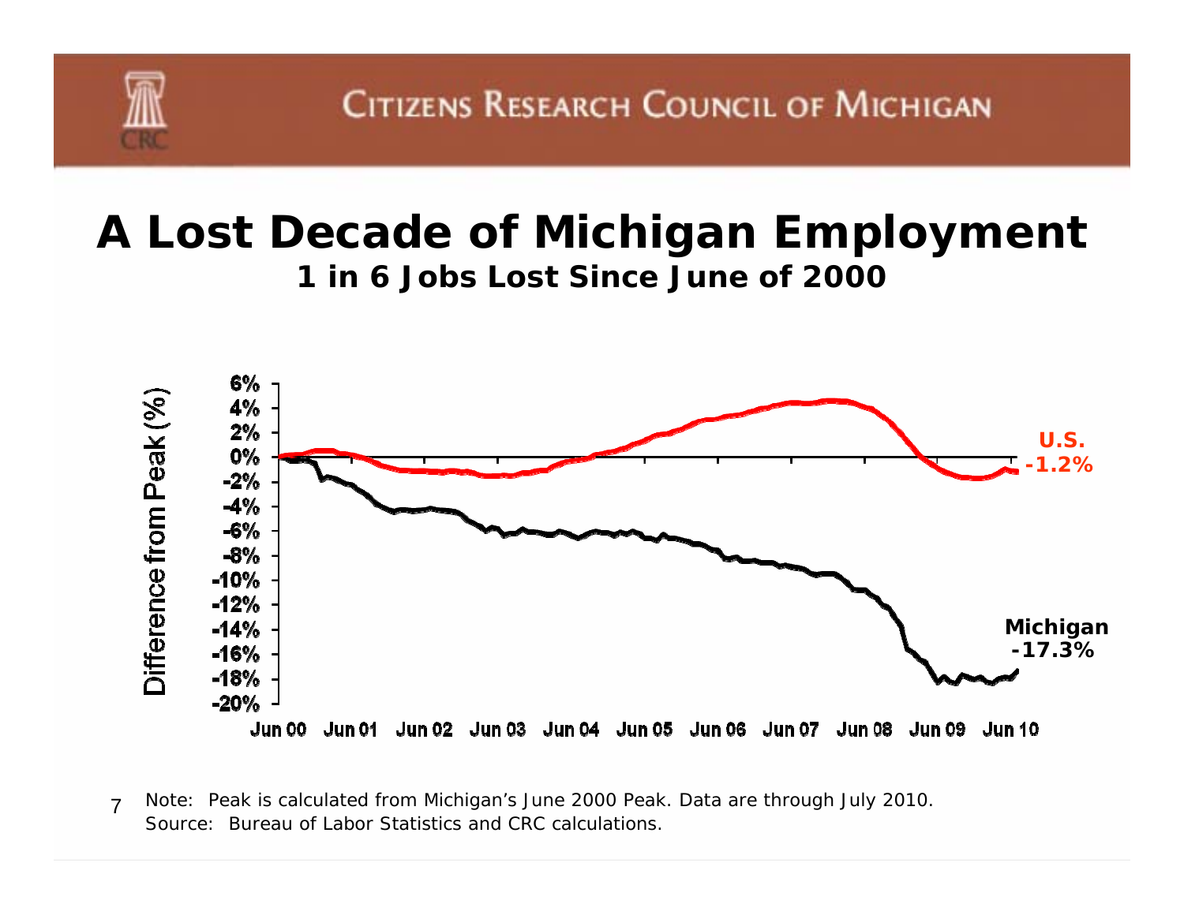# A Lost Decade of Michigan Employment

## 1 in 6 Jobs Lost Since June of 2000

Difference from Peak (%)

U.S. -1.2%

Michigan -17.3%

6% 4% 2% 0% -2% -4% -6% -8% -10% -12% -14% -16% -18% -20%

Jun 00 Jun 01 Jun 02 Jun 03 Jun 04 Jun 05 Jun 06 Jun 07 Jun 08 Jun 09 Jun 10

*Note: Peak is calculated from Michigan's June 2000 Peak. Data are through July 2010.*
*Source: Bureau of Labor Statistics and CRC calculations.*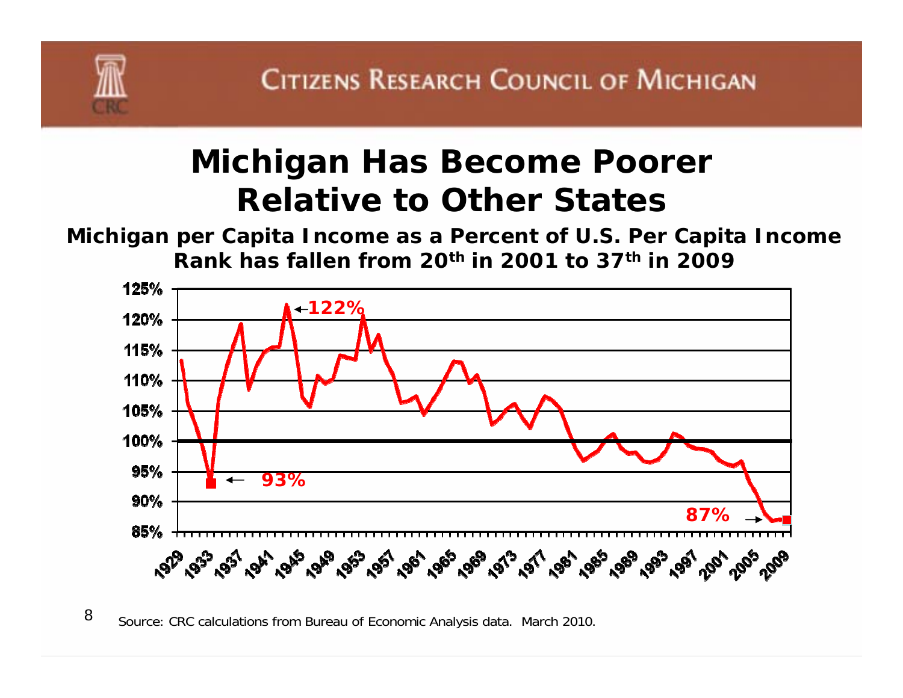## Michigan Has Become Poorer Relative to Other States

**Michigan per Capita Income as a Percent of U.S. Per Capita Income**

**Rank has fallen from 20th in 2001 to 37th in 2009**

Source: CRC calculations from Bureau of Economic Analysis data. March 2010.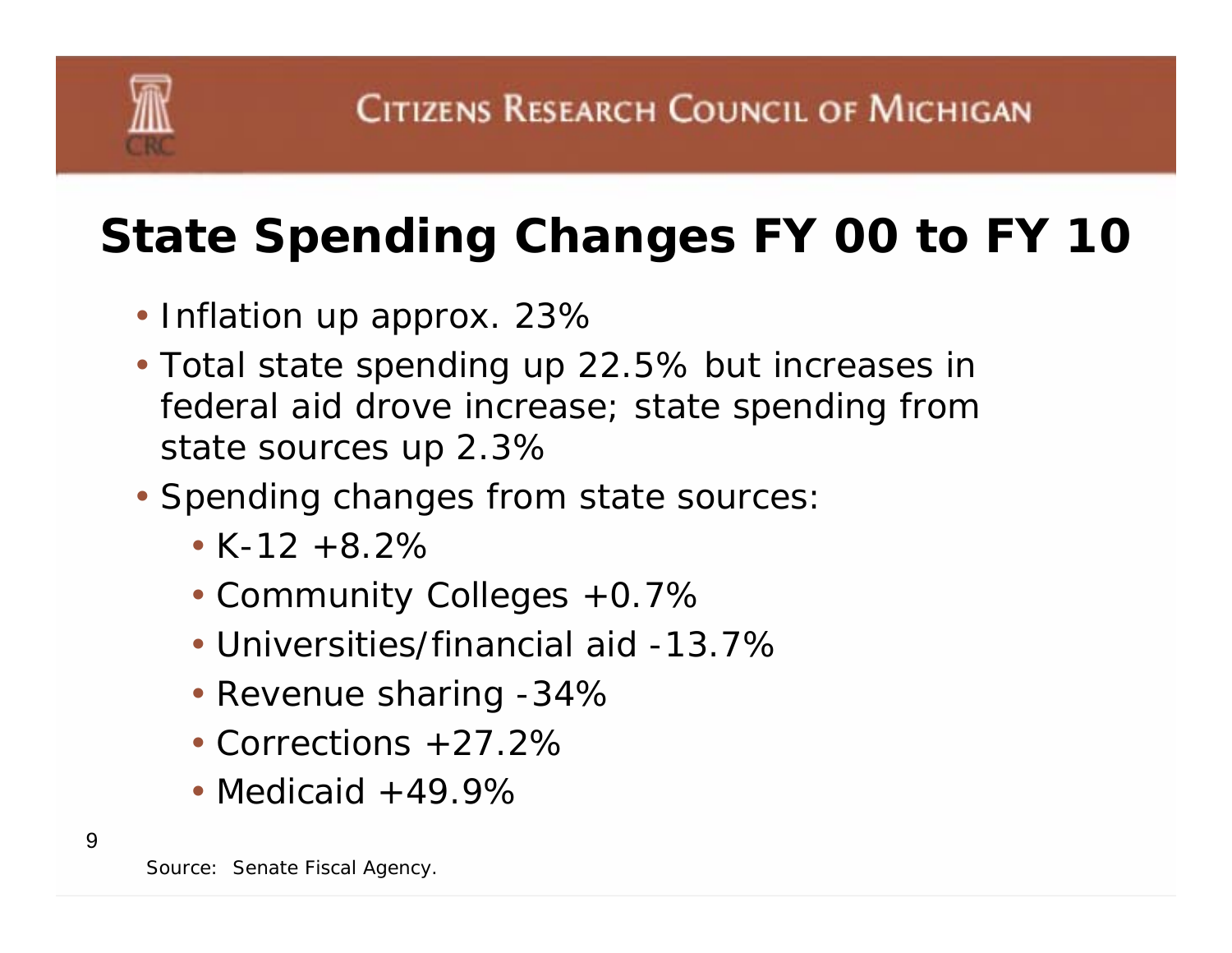# State Spending Changes FY 00 to FY 10

- Inflation up approx. 23%
- Total state spending up 22.5% but increases in federal aid drove increase; state spending from state sources up 2.3%
- Spending changes from state sources:
  - K-12 +8.2%
  - Community Colleges +0.7%
  - Universities/financial aid -13.7%
  - Revenue sharing -34%
  - Corrections +27.2%
  - Medicaid +49.9%

Source: Senate Fiscal Agency.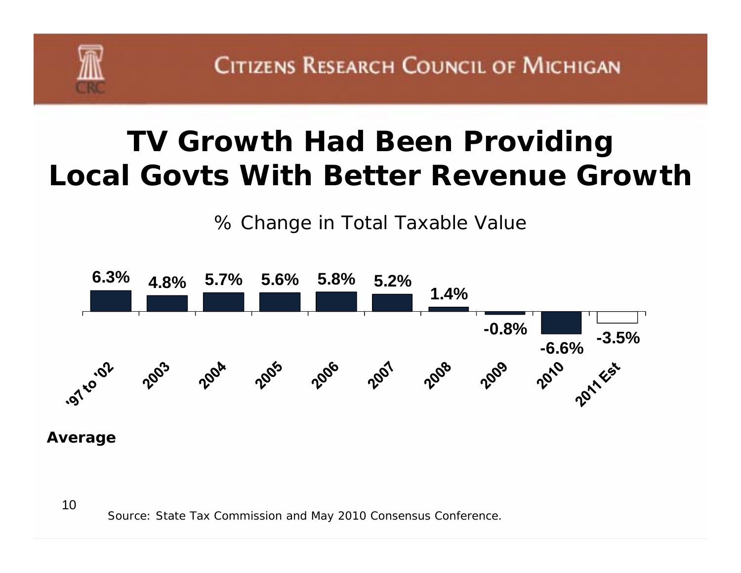# TV Growth Had Been Providing Local Govts With Better Revenue Growth

% Change in Total Taxable Value

| '97 to '02 Average | 2003 | 2004 | 2005 | 2006 | 2007 | 2008 | 2009 | 2010 | 2011 Est |
|---|---|---|---|---|---|---|---|---|---|
| 6.3% | 4.8% | 5.7% | 5.6% | 5.8% | 5.2% | 1.4% | -0.8% | -6.6% | -3.5% |

Source: State Tax Commission and May 2010 Consensus Conference.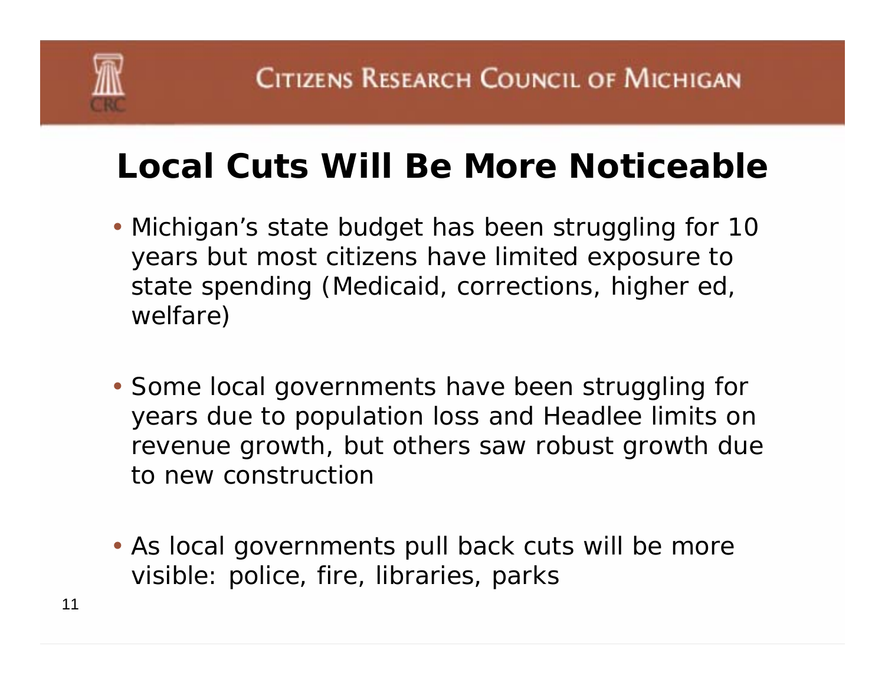# Local Cuts Will Be More Noticeable

- Michigan's state budget has been struggling for 10 years but most citizens have limited exposure to state spending (Medicaid, corrections, higher ed, welfare)

- Some local governments have been struggling for years due to population loss and Headlee limits on revenue growth, but others saw robust growth due to new construction

- As local governments pull back cuts will be more visible: police, fire, libraries, parks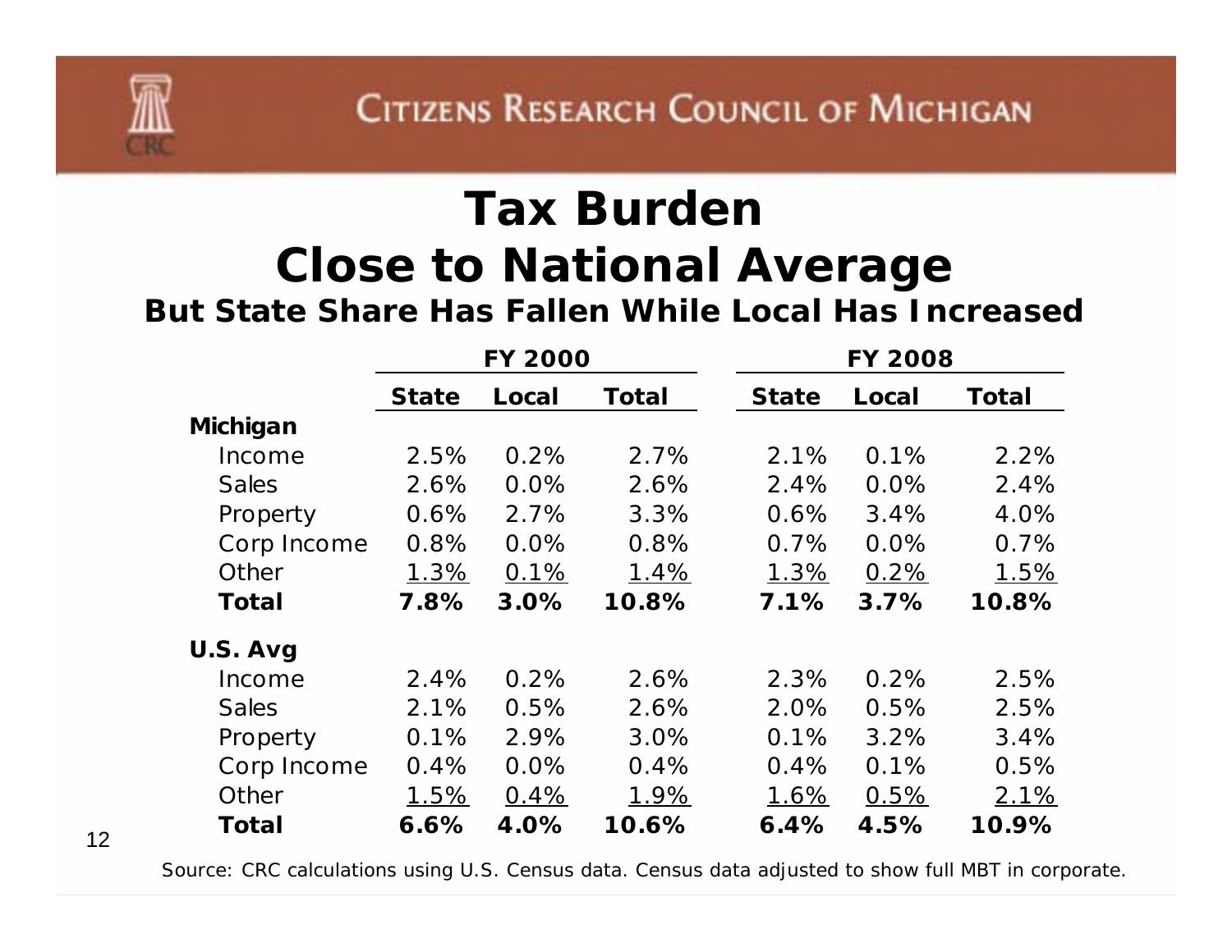Citizens Research Council of Michigan

# Tax Burden Close to National Average

### But State Share Has Fallen While Local Has Increased

| | FY 2000 | | | FY 2008 | | |
|---|---|---|---|---|---|---|
| | **State** | **Local** | **Total** | **State** | **Local** | **Total** |
| **Michigan** | | | | | | |
| Income | 2.5% | 0.2% | 2.7% | 2.1% | 0.1% | 2.2% |
| Sales | 2.6% | 0.0% | 2.6% | 2.4% | 0.0% | 2.4% |
| Property | 0.6% | 2.7% | 3.3% | 0.6% | 3.4% | 4.0% |
| Corp Income | 0.8% | 0.0% | 0.8% | 0.7% | 0.0% | 0.7% |
| Other | 1.3% | 0.1% | 1.4% | 1.3% | 0.2% | 1.5% |
| **Total** | **7.8%** | **3.0%** | **10.8%** | **7.1%** | **3.7%** | **10.8%** |
| **U.S. Avg** | | | | | | |
| Income | 2.4% | 0.2% | 2.6% | 2.3% | 0.2% | 2.5% |
| Sales | 2.1% | 0.5% | 2.6% | 2.0% | 0.5% | 2.5% |
| Property | 0.1% | 2.9% | 3.0% | 0.1% | 3.2% | 3.4% |
| Corp Income | 0.4% | 0.0% | 0.4% | 0.4% | 0.1% | 0.5% |
| Other | 1.5% | 0.4% | 1.9% | 1.6% | 0.5% | 2.1% |
| **Total** | **6.6%** | **4.0%** | **10.6%** | **6.4%** | **4.5%** | **10.9%** |

Source: CRC calculations using U.S. Census data. Census data adjusted to show full MBT in corporate.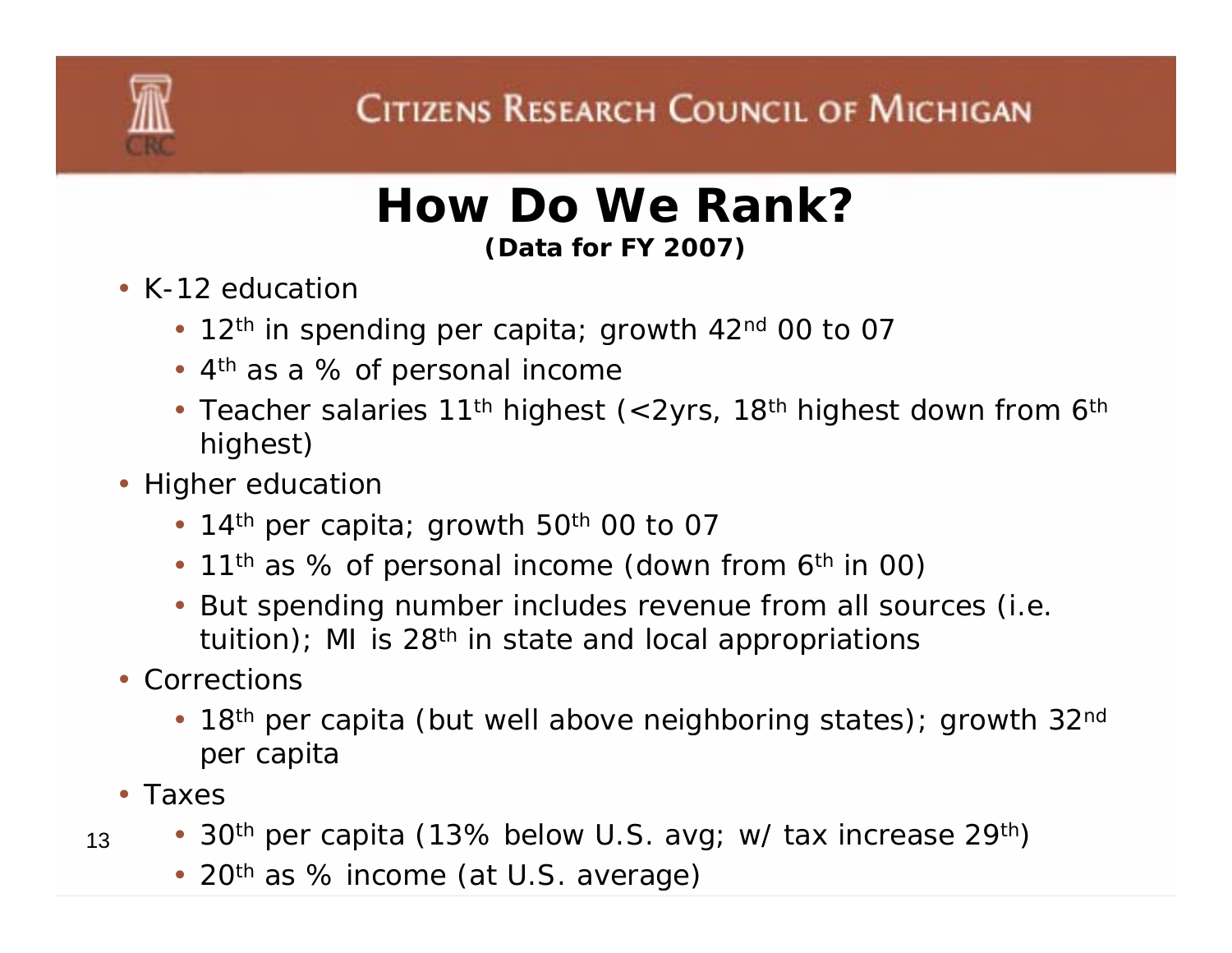Citizens Research Council of Michigan

# How Do We Rank?

**(Data for FY 2007)**

- K-12 education
  - 12th in spending per capita; growth 42nd 00 to 07
  - 4th as a % of personal income
  - Teacher salaries 11th highest (<2yrs, 18th highest down from 6th highest)
- Higher education
  - 14th per capita; growth 50th 00 to 07
  - 11th as % of personal income (down from 6th in 00)
  - But spending number includes revenue from all sources (i.e. tuition); MI is 28th in state and local appropriations
- Corrections
  - 18th per capita (but well above neighboring states); growth 32nd per capita
- Taxes
  - 30th per capita (13% below U.S. avg; w/ tax increase 29th)
  - 20th as % income (at U.S. average)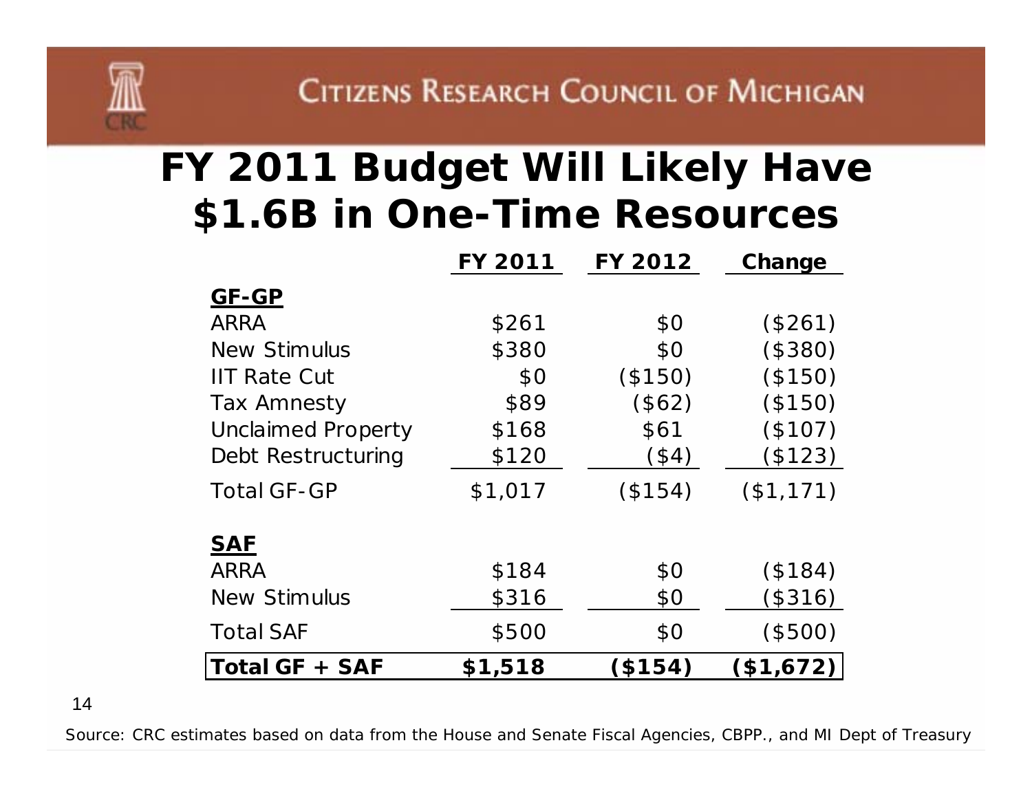# FY 2011 Budget Will Likely Have $1.6B in One-Time Resources

| | FY 2011 | FY 2012 | Change |
|---|---|---|---|
| **GF-GP** | | | |
| ARRA | $261 | $0 | ($261) |
| New Stimulus | $380 | $0 | ($380) |
| IIT Rate Cut | $0 | ($150) | ($150) |
| Tax Amnesty | $89 | ($62) | ($150) |
| Unclaimed Property | $168 | $61 | ($107) |
| Debt Restructuring | $120 | ($4) | ($123) |
| Total GF-GP | $1,017 | ($154) | ($1,171) |
| **SAF** | | | |
| ARRA | $184 | $0 | ($184) |
| New Stimulus | $316 | $0 | ($316) |
| Total SAF | $500 | $0 | ($500) |
| **Total GF + SAF** | **$1,518** | **($154)** | **($1,672)** |

Source: CRC estimates based on data from the House and Senate Fiscal Agencies, CBPP., and MI Dept of Treasury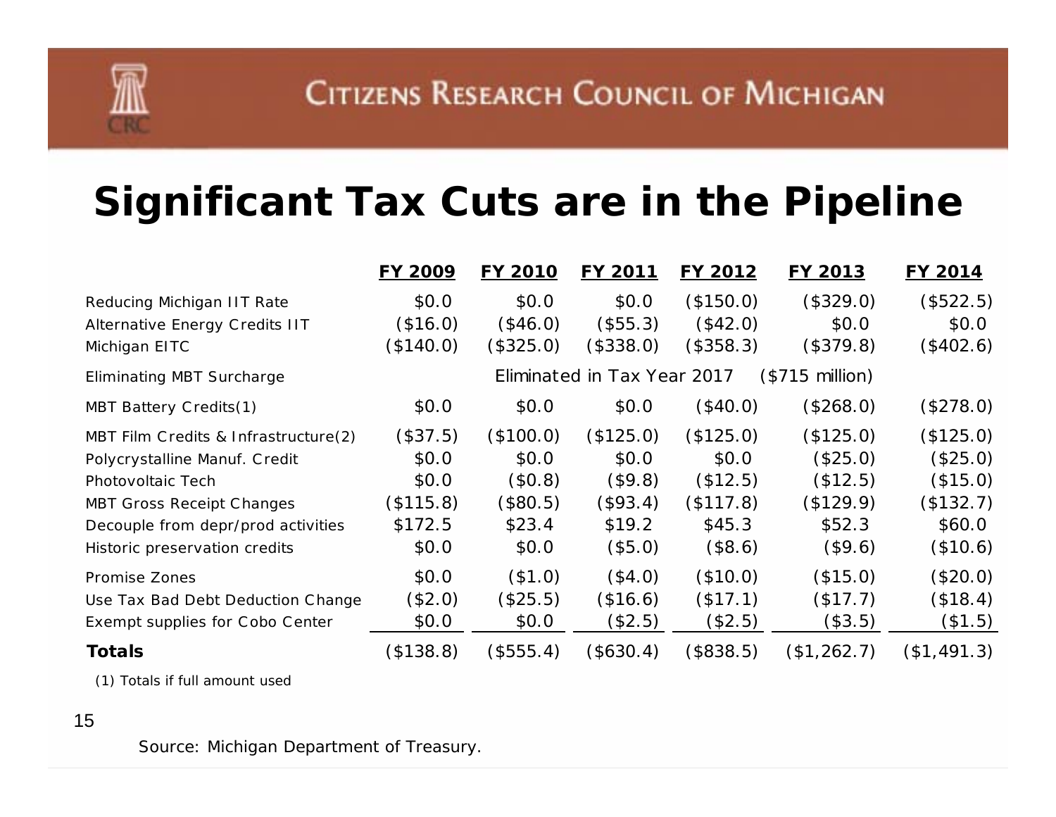# Significant Tax Cuts are in the Pipeline

| | FY 2009 | FY 2010 | FY 2011 | FY 2012 | FY 2013 | FY 2014 |
|---|---|---|---|---|---|---|
| Reducing Michigan IIT Rate | $0.0 | $0.0 | $0.0 | ($150.0) | ($329.0) | ($522.5) |
| Alternative Energy Credits IIT | ($16.0) | ($46.0) | ($55.3) | ($42.0) | $0.0 | $0.0 |
| Michigan EITC | ($140.0) | ($325.0) | ($338.0) | ($358.3) | ($379.8) | ($402.6) |
| Eliminating MBT Surcharge | | Eliminated in Tax Year 2017 | | | ($715 million) | |
| MBT Battery Credits(1) | $0.0 | $0.0 | $0.0 | ($40.0) | ($268.0) | ($278.0) |
| MBT Film Credits & Infrastructure(2) | ($37.5) | ($100.0) | ($125.0) | ($125.0) | ($125.0) | ($125.0) |
| Polycrystalline Manuf. Credit | $0.0 | $0.0 | $0.0 | $0.0 | ($25.0) | ($25.0) |
| Photovoltaic Tech | $0.0 | ($0.8) | ($9.8) | ($12.5) | ($12.5) | ($15.0) |
| MBT Gross Receipt Changes | ($115.8) | ($80.5) | ($93.4) | ($117.8) | ($129.9) | ($132.7) |
| Decouple from depr/prod activities | $172.5 | $23.4 | $19.2 | $45.3 | $52.3 | $60.0 |
| Historic preservation credits | $0.0 | $0.0 | ($5.0) | ($8.6) | ($9.6) | ($10.6) |
| Promise Zones | $0.0 | ($1.0) | ($4.0) | ($10.0) | ($15.0) | ($20.0) |
| Use Tax Bad Debt Deduction Change | ($2.0) | ($25.5) | ($16.6) | ($17.1) | ($17.7) | ($18.4) |
| Exempt supplies for Cobo Center | $0.0 | $0.0 | ($2.5) | ($2.5) | ($3.5) | ($1.5) |
| **Totals** | ($138.8) | ($555.4) | ($630.4) | ($838.5) | ($1,262.7) | ($1,491.3) |

(1) Totals if full amount used

Source: Michigan Department of Treasury.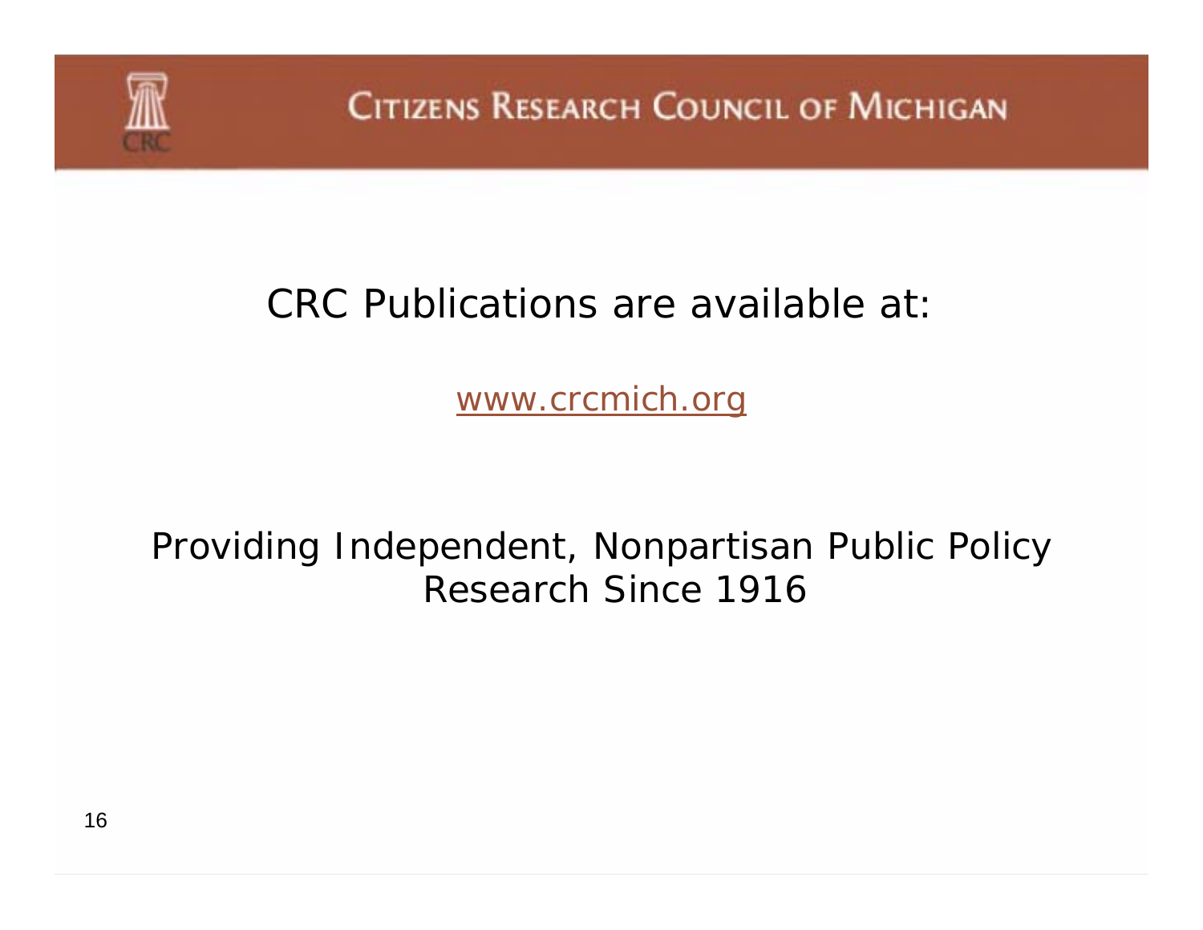CITIZENS RESEARCH COUNCIL OF MICHIGAN

CRC Publications are available at:

www.crcmich.org

Providing Independent, Nonpartisan Public Policy Research Since 1916